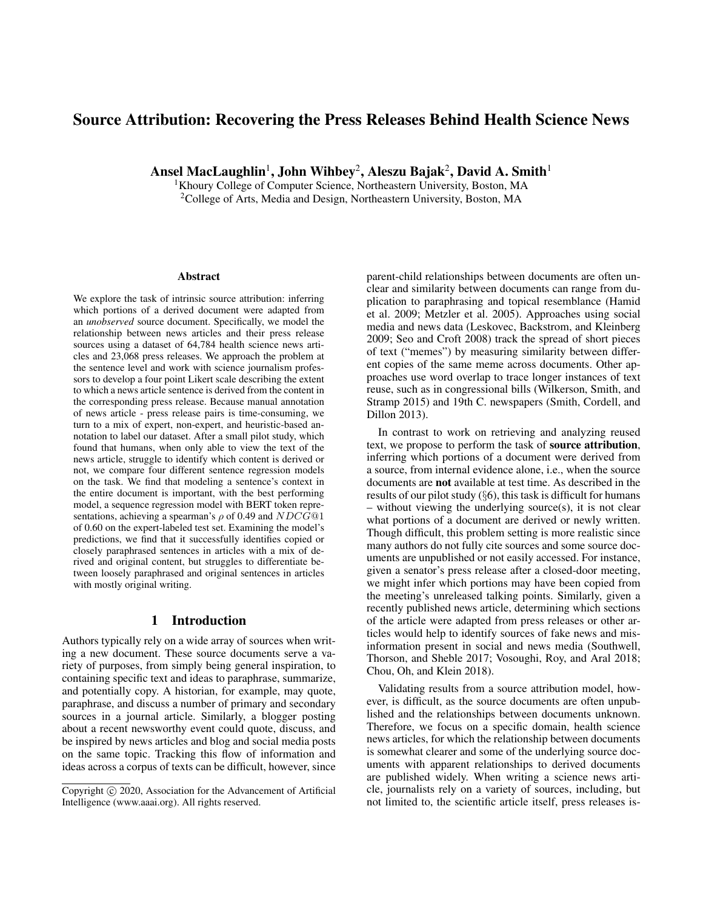# Source Attribution: Recovering the Press Releases Behind Health Science News

**Ansel MacLaughlin**[1], **John Wihbey**[2], **Aleszu Bajak**[2], **David A. Smith**[1]

[1]Khoury College of Computer Science, Northeastern University, Boston, MA

[2]College of Arts, Media and Design, Northeastern University, Boston, MA

## Abstract

We explore the task of intrinsic source attribution: inferring which portions of a derived document were adapted from an *unobserved* source document. Specifically, we model the relationship between news articles and their press release sources using a dataset of 64,784 health science news articles and 23,068 press releases. We approach the problem at the sentence level and work with science journalism professors to develop a four point Likert scale describing the extent to which a news article sentence is derived from the content in the corresponding press release. Because manual annotation of news article - press release pairs is time-consuming, we turn to a mix of expert, non-expert, and heuristic-based annotation to label our dataset. After a small pilot study, which found that humans, when only able to view the text of the news article, struggle to identify which content is derived or not, we compare four different sentence regression models on the task. We find that modeling a sentence's context in the entire document is important, with the best performing model, a sequence regression model with BERT token representations, achieving a spearman's $\rho$ of 0.49 and $NDCG@1$ of 0.60 on the expert-labeled test set. Examining the model's predictions, we find that it successfully identifies copied or closely paraphrased sentences in articles with a mix of derived and original content, but struggles to differentiate between loosely paraphrased and original sentences in articles with mostly original writing.

## 1 Introduction

Authors typically rely on a wide array of sources when writing a new document. These source documents serve a variety of purposes, from simply being general inspiration, to containing specific text and ideas to paraphrase, summarize, and potentially copy. A historian, for example, may quote, paraphrase, and discuss a number of primary and secondary sources in a journal article. Similarly, a blogger posting about a recent newsworthy event could quote, discuss, and be inspired by news articles and blog and social media posts on the same topic. Tracking this flow of information and ideas across a corpus of texts can be difficult, however, since parent-child relationships between documents are often unclear and similarity between documents can range from duplication to paraphrasing and topical resemblance (Hamid et al. 2009; Metzler et al. 2005). Approaches using social media and news data (Leskovec, Backstrom, and Kleinberg 2009; Seo and Croft 2008) track the spread of short pieces of text ("memes") by measuring similarity between different copies of the same meme across documents. Other approaches use word overlap to trace longer instances of text reuse, such as in congressional bills (Wilkerson, Smith, and Stramp 2015) and 19th C. newspapers (Smith, Cordell, and Dillon 2013).

In contrast to work on retrieving and analyzing reused text, we propose to perform the task of **source attribution**, inferring which portions of a document were derived from a source, from internal evidence alone, i.e., when the source documents are **not** available at test time. As described in the results of our pilot study (§6), this task is difficult for humans – without viewing the underlying source(s), it is not clear what portions of a document are derived or newly written. Though difficult, this problem setting is more realistic since many authors do not fully cite sources and some source documents are unpublished or not easily accessed. For instance, given a senator's press release after a closed-door meeting, we might infer which portions may have been copied from the meeting's unreleased talking points. Similarly, given a recently published news article, determining which sections of the article were adapted from press releases or other articles would help to identify sources of fake news and misinformation present in social and news media (Southwell, Thorson, and Sheble 2017; Vosoughi, Roy, and Aral 2018; Chou, Oh, and Klein 2018).

Validating results from a source attribution model, however, is difficult, as the source documents are often unpublished and the relationships between documents unknown. Therefore, we focus on a specific domain, health science news articles, for which the relationship between documents is somewhat clearer and some of the underlying source documents with apparent relationships to derived documents are published widely. When writing a science news article, journalists rely on a variety of sources, including, but not limited to, the scientific article itself, press releases is-

Copyright © 2020, Association for the Advancement of Artificial Intelligence (www.aaai.org). All rights reserved.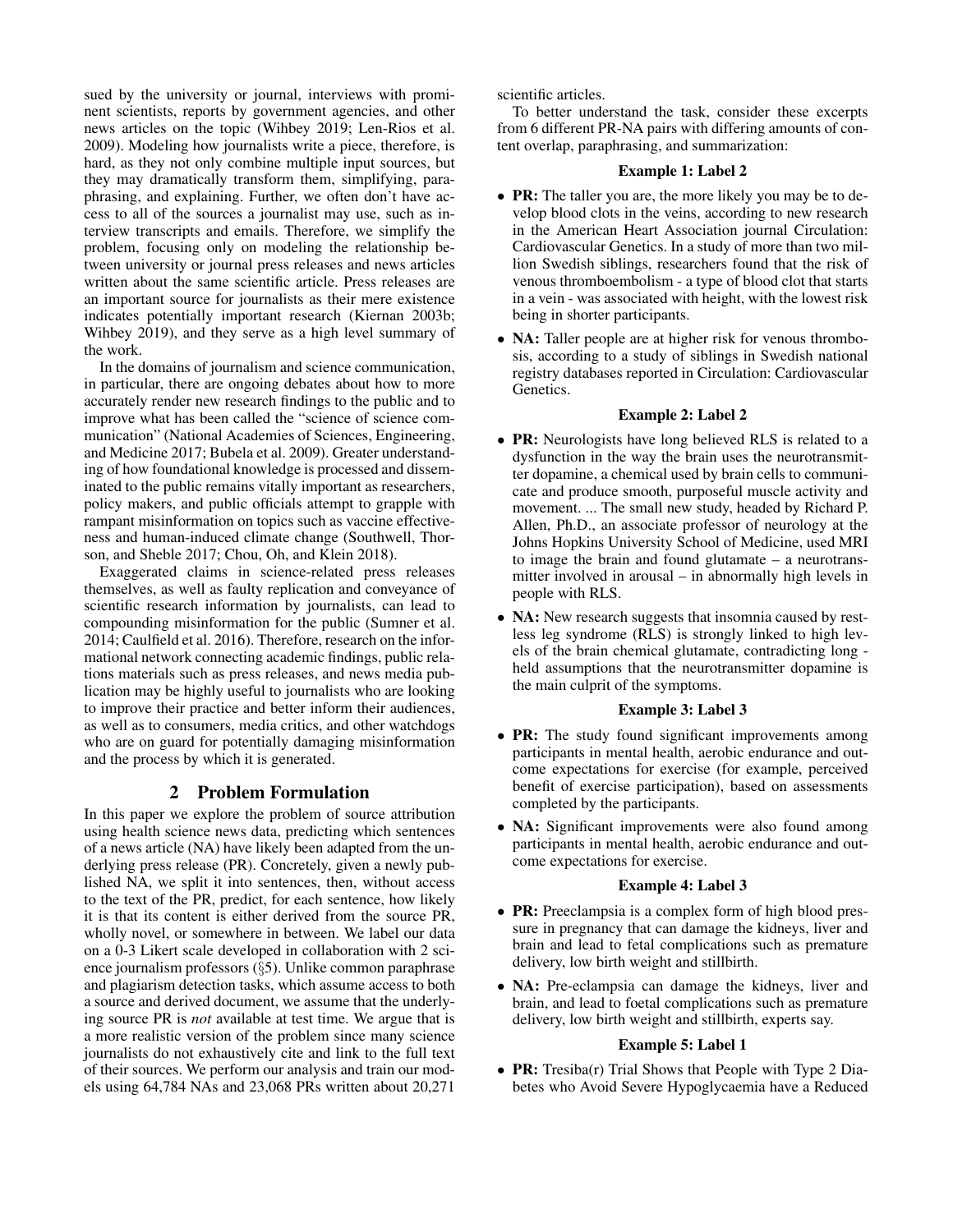sued by the university or journal, interviews with prominent scientists, reports by government agencies, and other news articles on the topic (Wihbey 2019; Len-Rios et al. 2009). Modeling how journalists write a piece, therefore, is hard, as they not only combine multiple input sources, but they may dramatically transform them, simplifying, paraphrasing, and explaining. Further, we often don't have access to all of the sources a journalist may use, such as interview transcripts and emails. Therefore, we simplify the problem, focusing only on modeling the relationship between university or journal press releases and news articles written about the same scientific article. Press releases are an important source for journalists as their mere existence indicates potentially important research (Kiernan 2003b; Wihbey 2019), and they serve as a high level summary of the work.

In the domains of journalism and science communication, in particular, there are ongoing debates about how to more accurately render new research findings to the public and to improve what has been called the "science of science communication" (National Academies of Sciences, Engineering, and Medicine 2017; Bubela et al. 2009). Greater understanding of how foundational knowledge is processed and disseminated to the public remains vitally important as researchers, policy makers, and public officials attempt to grapple with rampant misinformation on topics such as vaccine effectiveness and human-induced climate change (Southwell, Thorson, and Sheble 2017; Chou, Oh, and Klein 2018).

Exaggerated claims in science-related press releases themselves, as well as faulty replication and conveyance of scientific research information by journalists, can lead to compounding misinformation for the public (Sumner et al. 2014; Caulfield et al. 2016). Therefore, research on the informational network connecting academic findings, public relations materials such as press releases, and news media publication may be highly useful to journalists who are looking to improve their practice and better inform their audiences, as well as to consumers, media critics, and other watchdogs who are on guard for potentially damaging misinformation and the process by which it is generated.

## 2 Problem Formulation

In this paper we explore the problem of source attribution using health science news data, predicting which sentences of a news article (NA) have likely been adapted from the underlying press release (PR). Concretely, given a newly published NA, we split it into sentences, then, without access to the text of the PR, predict, for each sentence, how likely it is that its content is either derived from the source PR, wholly novel, or somewhere in between. We label our data on a 0-3 Likert scale developed in collaboration with 2 science journalism professors (§5). Unlike common paraphrase and plagiarism detection tasks, which assume access to both a source and derived document, we assume that the underlying source PR is *not* available at test time. We argue that is a more realistic version of the problem since many science journalists do not exhaustively cite and link to the full text of their sources. We perform our analysis and train our models using 64,784 NAs and 23,068 PRs written about 20,271 scientific articles.

To better understand the task, consider these excerpts from 6 different PR-NA pairs with differing amounts of content overlap, paraphrasing, and summarization:

**Example 1: Label 2**

- **PR:** The taller you are, the more likely you may be to develop blood clots in the veins, according to new research in the American Heart Association journal Circulation: Cardiovascular Genetics. In a study of more than two million Swedish siblings, researchers found that the risk of venous thromboembolism - a type of blood clot that starts in a vein - was associated with height, with the lowest risk being in shorter participants.
- **NA:** Taller people are at higher risk for venous thrombosis, according to a study of siblings in Swedish national registry databases reported in Circulation: Cardiovascular Genetics.

**Example 2: Label 2**

- **PR:** Neurologists have long believed RLS is related to a dysfunction in the way the brain uses the neurotransmitter dopamine, a chemical used by brain cells to communicate and produce smooth, purposeful muscle activity and movement. ... The small new study, headed by Richard P. Allen, Ph.D., an associate professor of neurology at the Johns Hopkins University School of Medicine, used MRI to image the brain and found glutamate – a neurotransmitter involved in arousal – in abnormally high levels in people with RLS.
- **NA:** New research suggests that insomnia caused by restless leg syndrome (RLS) is strongly linked to high levels of the brain chemical glutamate, contradicting long - held assumptions that the neurotransmitter dopamine is the main culprit of the symptoms.

**Example 3: Label 3**

- **PR:** The study found significant improvements among participants in mental health, aerobic endurance and outcome expectations for exercise (for example, perceived benefit of exercise participation), based on assessments completed by the participants.
- **NA:** Significant improvements were also found among participants in mental health, aerobic endurance and outcome expectations for exercise.

**Example 4: Label 3**

- **PR:** Preeclampsia is a complex form of high blood pressure in pregnancy that can damage the kidneys, liver and brain and lead to fetal complications such as premature delivery, low birth weight and stillbirth.
- **NA:** Pre-eclampsia can damage the kidneys, liver and brain, and lead to foetal complications such as premature delivery, low birth weight and stillbirth, experts say.

**Example 5: Label 1**

- **PR:** Tresiba(r) Trial Shows that People with Type 2 Diabetes who Avoid Severe Hypoglycaemia have a Reduced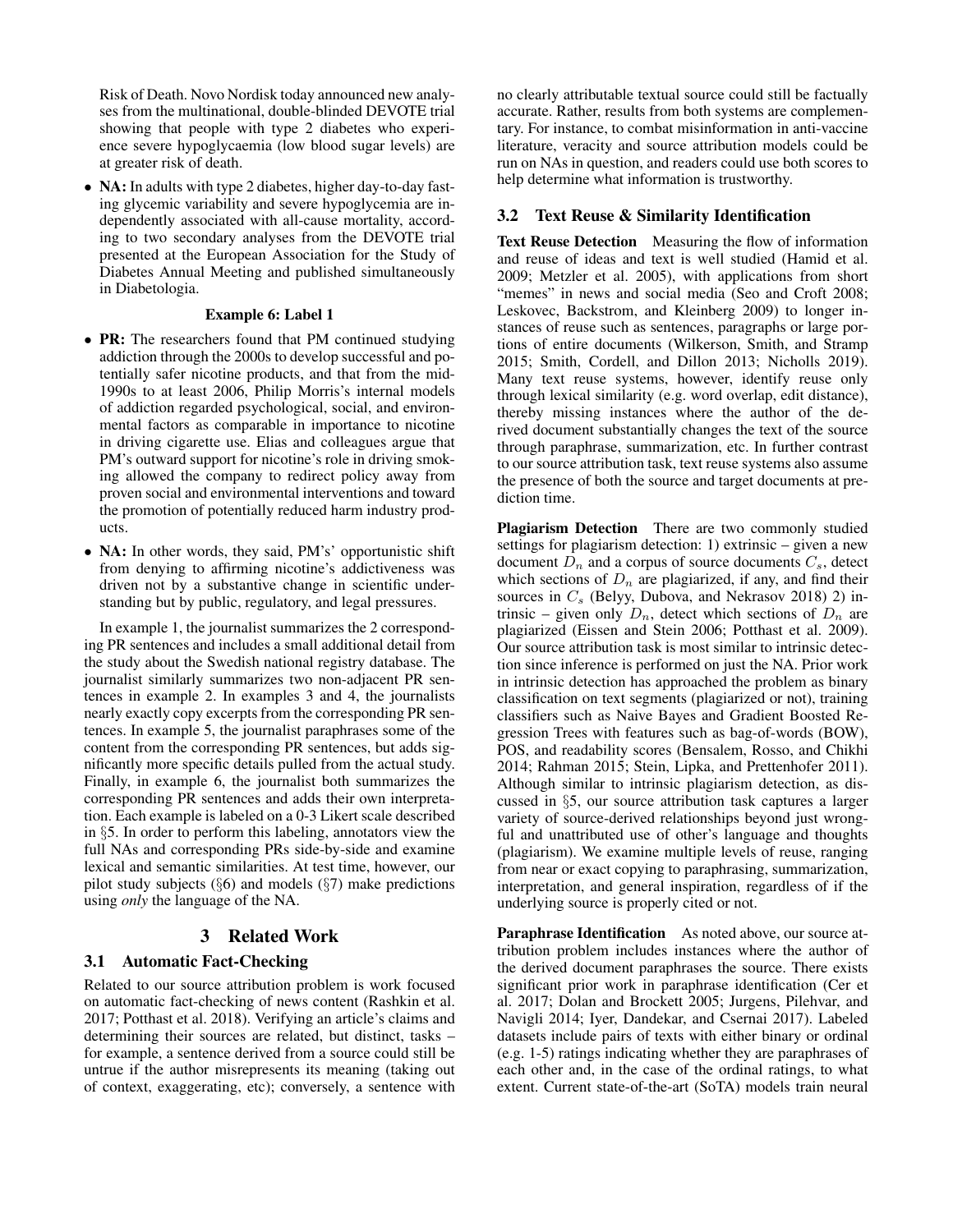Risk of Death. Novo Nordisk today announced new analyses from the multinational, double-blinded DEVOTE trial showing that people with type 2 diabetes who experience severe hypoglycaemia (low blood sugar levels) are at greater risk of death.

- **NA:** In adults with type 2 diabetes, higher day-to-day fasting glycemic variability and severe hypoglycemia are independently associated with all-cause mortality, according to two secondary analyses from the DEVOTE trial presented at the European Association for the Study of Diabetes Annual Meeting and published simultaneously in Diabetologia.

**Example 6: Label 1**

- **PR:** The researchers found that PM continued studying addiction through the 2000s to develop successful and potentially safer nicotine products, and that from the mid-1990s to at least 2006, Philip Morris's internal models of addiction regarded psychological, social, and environmental factors as comparable in importance to nicotine in driving cigarette use. Elias and colleagues argue that PM's outward support for nicotine's role in driving smoking allowed the company to redirect policy away from proven social and environmental interventions and toward the promotion of potentially reduced harm industry products.
- **NA:** In other words, they said, PM's' opportunistic shift from denying to affirming nicotine's addictiveness was driven not by a substantive change in scientific understanding but by public, regulatory, and legal pressures.

In example 1, the journalist summarizes the 2 corresponding PR sentences and includes a small additional detail from the study about the Swedish national registry database. The journalist similarly summarizes two non-adjacent PR sentences in example 2. In examples 3 and 4, the journalists nearly exactly copy excerpts from the corresponding PR sentences. In example 5, the journalist paraphrases some of the content from the corresponding PR sentences, but adds significantly more specific details pulled from the actual study. Finally, in example 6, the journalist both summarizes the corresponding PR sentences and adds their own interpretation. Each example is labeled on a 0-3 Likert scale described in §5. In order to perform this labeling, annotators view the full NAs and corresponding PRs side-by-side and examine lexical and semantic similarities. At test time, however, our pilot study subjects (§6) and models (§7) make predictions using *only* the language of the NA.

## 3 Related Work

### 3.1 Automatic Fact-Checking

Related to our source attribution problem is work focused on automatic fact-checking of news content (Rashkin et al. 2017; Potthast et al. 2018). Verifying an article's claims and determining their sources are related, but distinct, tasks – for example, a sentence derived from a source could still be untrue if the author misrepresents its meaning (taking out of context, exaggerating, etc); conversely, a sentence with no clearly attributable textual source could still be factually accurate. Rather, results from both systems are complementary. For instance, to combat misinformation in anti-vaccine literature, veracity and source attribution models could be run on NAs in question, and readers could use both scores to help determine what information is trustworthy.

### 3.2 Text Reuse & Similarity Identification

**Text Reuse Detection** Measuring the flow of information and reuse of ideas and text is well studied (Hamid et al. 2009; Metzler et al. 2005), with applications from short "memes" in news and social media (Seo and Croft 2008; Leskovec, Backstrom, and Kleinberg 2009) to longer instances of reuse such as sentences, paragraphs or large portions of entire documents (Wilkerson, Smith, and Stramp 2015; Smith, Cordell, and Dillon 2013; Nicholls 2019). Many text reuse systems, however, identify reuse only through lexical similarity (e.g. word overlap, edit distance), thereby missing instances where the author of the derived document substantially changes the text of the source through paraphrase, summarization, etc. In further contrast to our source attribution task, text reuse systems also assume the presence of both the source and target documents at prediction time.

**Plagiarism Detection** There are two commonly studied settings for plagiarism detection: 1) extrinsic – given a new document $D_n$ and a corpus of source documents $C_s$, detect which sections of $D_n$ are plagiarized, if any, and find their sources in $C_s$ (Belyy, Dubova, and Nekrasov 2018) 2) intrinsic – given only $D_n$, detect which sections of $D_n$ are plagiarized (Eissen and Stein 2006; Potthast et al. 2009). Our source attribution task is most similar to intrinsic detection since inference is performed on just the NA. Prior work in intrinsic detection has approached the problem as binary classification on text segments (plagiarized or not), training classifiers such as Naive Bayes and Gradient Boosted Regression Trees with features such as bag-of-words (BOW), POS, and readability scores (Bensalem, Rosso, and Chikhi 2014; Rahman 2015; Stein, Lipka, and Prettenhofer 2011). Although similar to intrinsic plagiarism detection, as discussed in §5, our source attribution task captures a larger variety of source-derived relationships beyond just wrongful and unattributed use of other's language and thoughts (plagiarism). We examine multiple levels of reuse, ranging from near or exact copying to paraphrasing, summarization, interpretation, and general inspiration, regardless of if the underlying source is properly cited or not.

**Paraphrase Identification** As noted above, our source attribution problem includes instances where the author of the derived document paraphrases the source. There exists significant prior work in paraphrase identification (Cer et al. 2017; Dolan and Brockett 2005; Jurgens, Pilehvar, and Navigli 2014; Iyer, Dandekar, and Csernai 2017). Labeled datasets include pairs of texts with either binary or ordinal (e.g. 1-5) ratings indicating whether they are paraphrases of each other and, in the case of the ordinal ratings, to what extent. Current state-of-the-art (SoTA) models train neural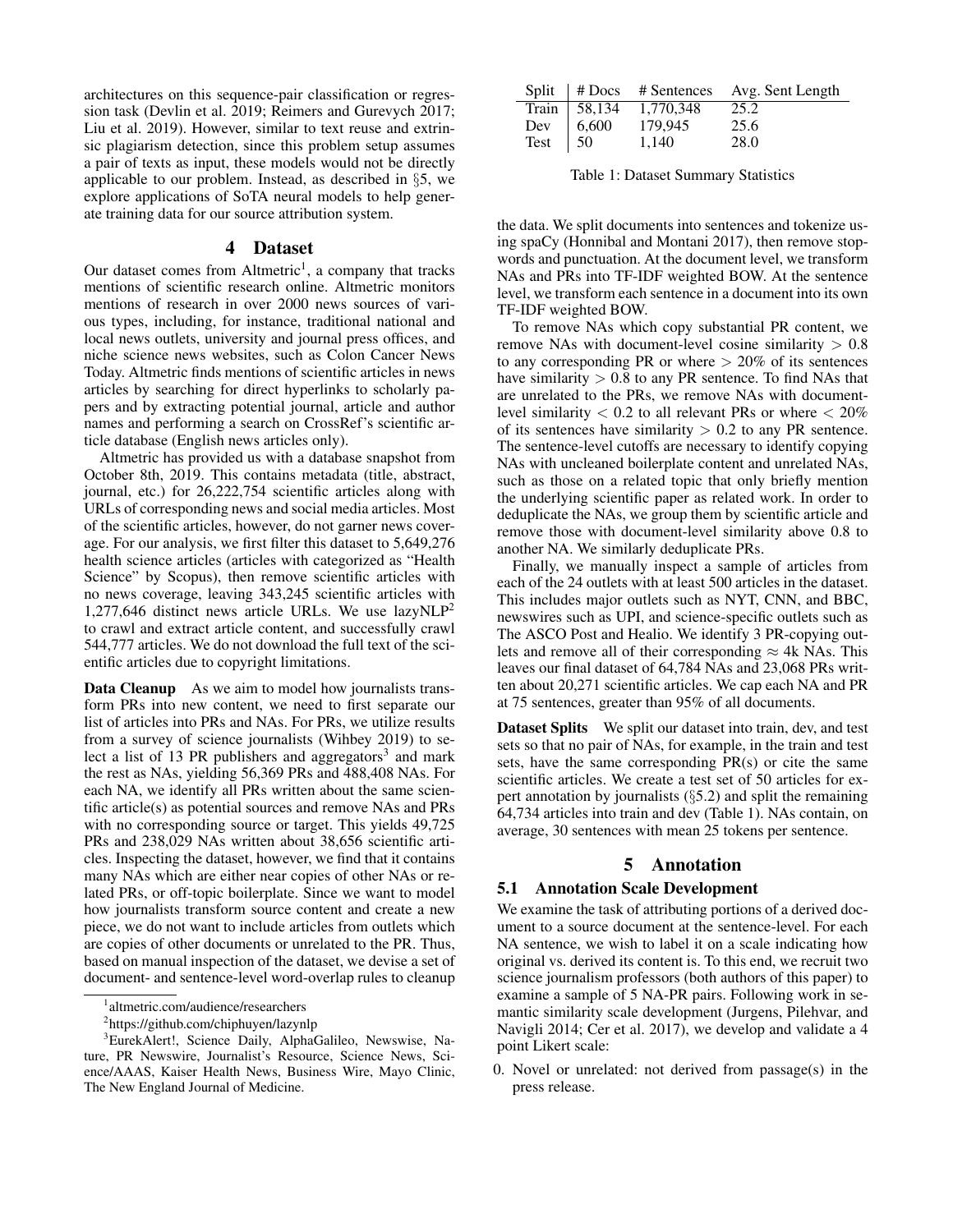architectures on this sequence-pair classification or regression task (Devlin et al. 2019; Reimers and Gurevych 2017; Liu et al. 2019). However, similar to text reuse and extrinsic plagiarism detection, since this problem setup assumes a pair of texts as input, these models would not be directly applicable to our problem. Instead, as described in §5, we explore applications of SoTA neural models to help generate training data for our source attribution system.

## 4 Dataset

Our dataset comes from Altmetric[1], a company that tracks mentions of scientific research online. Altmetric monitors mentions of research in over 2000 news sources of various types, including, for instance, traditional national and local news outlets, university and journal press offices, and niche science news websites, such as Colon Cancer News Today. Altmetric finds mentions of scientific articles in news articles by searching for direct hyperlinks to scholarly papers and by extracting potential journal, article and author names and performing a search on CrossRef's scientific article database (English news articles only).

Altmetric has provided us with a database snapshot from October 8th, 2019. This contains metadata (title, abstract, journal, etc.) for 26,222,754 scientific articles along with URLs of corresponding news and social media articles. Most of the scientific articles, however, do not garner news coverage. For our analysis, we first filter this dataset to 5,649,276 health science articles (articles with categorized as "Health Science" by Scopus), then remove scientific articles with no news coverage, leaving 343,245 scientific articles with 1,277,646 distinct news article URLs. We use lazyNLP[2] to crawl and extract article content, and successfully crawl 544,777 articles. We do not download the full text of the scientific articles due to copyright limitations.

**Data Cleanup** As we aim to model how journalists transform PRs into new content, we need to first separate our list of articles into PRs and NAs. For PRs, we utilize results from a survey of science journalists (Wihbey 2019) to select a list of 13 PR publishers and aggregators[3] and mark the rest as NAs, yielding 56,369 PRs and 488,408 NAs. For each NA, we identify all PRs written about the same scientific article(s) as potential sources and remove NAs and PRs with no corresponding source or target. This yields 49,725 PRs and 238,029 NAs written about 38,656 scientific articles. Inspecting the dataset, however, we find that it contains many NAs which are either near copies of other NAs or related PRs, or off-topic boilerplate. Since we want to model how journalists transform source content and create a new piece, we do not want to include articles from outlets which are copies of other documents or unrelated to the PR. Thus, based on manual inspection of the dataset, we devise a set of document- and sentence-level word-overlap rules to cleanup the data. We split documents into sentences and tokenize using spaCy (Honnibal and Montani 2017), then remove stopwords and punctuation. At the document level, we transform NAs and PRs into TF-IDF weighted BOW. At the sentence level, we transform each sentence in a document into its own TF-IDF weighted BOW.

| Split | # Docs | # Sentences | Avg. Sent Length |
|---|---|---|---|
| Train | 58,134 | 1,770,348 | 25.2 |
| Dev | 6,600 | 179,945 | 25.6 |
| Test | 50 | 1,140 | 28.0 |

Table 1: Dataset Summary Statistics

To remove NAs which copy substantial PR content, we remove NAs with document-level cosine similarity $> 0.8$ to any corresponding PR or where $> 20\%$ of its sentences have similarity $> 0.8$ to any PR sentence. To find NAs that are unrelated to the PRs, we remove NAs with document-level similarity $< 0.2$ to all relevant PRs or where $< 20\%$ of its sentences have similarity $> 0.2$ to any PR sentence. The sentence-level cutoffs are necessary to identify copying NAs with uncleaned boilerplate content and unrelated NAs, such as those on a related topic that only briefly mention the underlying scientific paper as related work. In order to deduplicate the NAs, we group them by scientific article and remove those with document-level similarity above 0.8 to another NA. We similarly deduplicate PRs.

Finally, we manually inspect a sample of articles from each of the 24 outlets with at least 500 articles in the dataset. This includes major outlets such as NYT, CNN, and BBC, newswires such as UPI, and science-specific outlets such as The ASCO Post and Healio. We identify 3 PR-copying outlets and remove all of their corresponding $\approx$ 4k NAs. This leaves our final dataset of 64,784 NAs and 23,068 PRs written about 20,271 scientific articles. We cap each NA and PR at 75 sentences, greater than 95% of all documents.

**Dataset Splits** We split our dataset into train, dev, and test sets so that no pair of NAs, for example, in the train and test sets, have the same corresponding PR(s) or cite the same scientific articles. We create a test set of 50 articles for expert annotation by journalists (§5.2) and split the remaining 64,734 articles into train and dev (Table 1). NAs contain, on average, 30 sentences with mean 25 tokens per sentence.

## 5 Annotation

### 5.1 Annotation Scale Development

We examine the task of attributing portions of a derived document to a source document at the sentence-level. For each NA sentence, we wish to label it on a scale indicating how original vs. derived its content is. To this end, we recruit two science journalism professors (both authors of this paper) to examine a sample of 5 NA-PR pairs. Following work in semantic similarity scale development (Jurgens, Pilehvar, and Navigli 2014; Cer et al. 2017), we develop and validate a 4 point Likert scale:

0. Novel or unrelated: not derived from passage(s) in the press release.

[1] altmetric.com/audience/researchers

[2] https://github.com/chiphuyen/lazynlp

[3] EurekAlert!, Science Daily, AlphaGalileo, Newswise, Nature, PR Newswire, Journalist's Resource, Science News, Science/AAAS, Kaiser Health News, Business Wire, Mayo Clinic, The New England Journal of Medicine.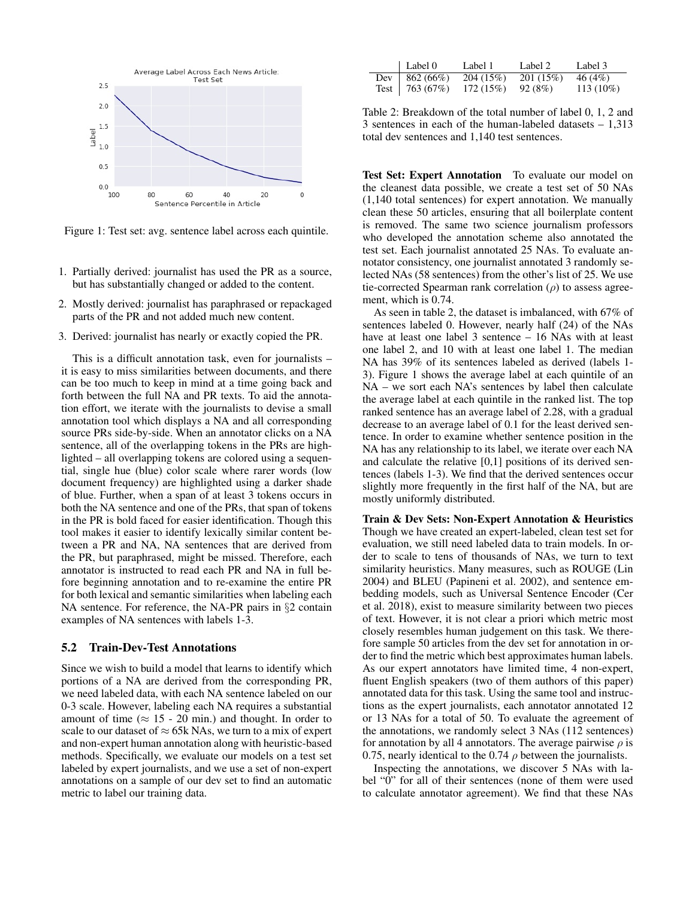Figure 1: Test set: avg. sentence label across each quintile.

1. Partially derived: journalist has used the PR as a source, but has substantially changed or added to the content.
2. Mostly derived: journalist has paraphrased or repackaged parts of the PR and not added much new content.
3. Derived: journalist has nearly or exactly copied the PR.

This is a difficult annotation task, even for journalists – it is easy to miss similarities between documents, and there can be too much to keep in mind at a time going back and forth between the full NA and PR texts. To aid the annotation effort, we iterate with the journalists to devise a small annotation tool which displays a NA and all corresponding source PRs side-by-side. When an annotator clicks on a NA sentence, all of the overlapping tokens in the PRs are highlighted – all overlapping tokens are colored using a sequential, single hue (blue) color scale where rarer words (low document frequency) are highlighted using a darker shade of blue. Further, when a span of at least 3 tokens occurs in both the NA sentence and one of the PRs, that span of tokens in the PR is bold faced for easier identification. Though this tool makes it easier to identify lexically similar content between a PR and NA, NA sentences that are derived from the PR, but paraphrased, might be missed. Therefore, each annotator is instructed to read each PR and NA in full before beginning annotation and to re-examine the entire PR for both lexical and semantic similarities when labeling each NA sentence. For reference, the NA-PR pairs in §2 contain examples of NA sentences with labels 1-3.

## 5.2 Train-Dev-Test Annotations

Since we wish to build a model that learns to identify which portions of a NA are derived from the corresponding PR, we need labeled data, with each NA sentence labeled on our 0-3 scale. However, labeling each NA requires a substantial amount of time ($\approx$ 15 - 20 min.) and thought. In order to scale to our dataset of $\approx$ 65k NAs, we turn to a mix of expert and non-expert human annotation along with heuristic-based methods. Specifically, we evaluate our models on a test set labeled by expert journalists, and we use a set of non-expert annotations on a sample of our dev set to find an automatic metric to label our training data.

| | Label 0 | Label 1 | Label 2 | Label 3 |
|---|---|---|---|---|
| Dev | 862 (66%) | 204 (15%) | 201 (15%) | 46 (4%) |
| Test | 763 (67%) | 172 (15%) | 92 (8%) | 113 (10%) |

Table 2: Breakdown of the total number of label 0, 1, 2 and 3 sentences in each of the human-labeled datasets – 1,313 total dev sentences and 1,140 test sentences.

**Test Set: Expert Annotation** To evaluate our model on the cleanest data possible, we create a test set of 50 NAs (1,140 total sentences) for expert annotation. We manually clean these 50 articles, ensuring that all boilerplate content is removed. The same two science journalism professors who developed the annotation scheme also annotated the test set. Each journalist annotated 25 NAs. To evaluate annotator consistency, one journalist annotated 3 randomly selected NAs (58 sentences) from the other's list of 25. We use tie-corrected Spearman rank correlation ($\rho$) to assess agreement, which is 0.74.

As seen in table 2, the dataset is imbalanced, with 67% of sentences labeled 0. However, nearly half (24) of the NAs have at least one label 3 sentence – 16 NAs with at least one label 2, and 10 with at least one label 1. The median NA has 39% of its sentences labeled as derived (labels 1-3). Figure 1 shows the average label at each quintile of an NA – we sort each NA's sentences by label then calculate the average label at each quintile in the ranked list. The top ranked sentence has an average label of 2.28, with a gradual decrease to an average label of 0.1 for the least derived sentence. In order to examine whether sentence position in the NA has any relationship to its label, we iterate over each NA and calculate the relative [0,1] positions of its derived sentences (labels 1-3). We find that the derived sentences occur slightly more frequently in the first half of the NA, but are mostly uniformly distributed.

**Train & Dev Sets: Non-Expert Annotation & Heuristics** Though we have created an expert-labeled, clean test set for evaluation, we still need labeled data to train models. In order to scale to tens of thousands of NAs, we turn to text similarity heuristics. Many measures, such as ROUGE (Lin 2004) and BLEU (Papineni et al. 2002), and sentence embedding models, such as Universal Sentence Encoder (Cer et al. 2018), exist to measure similarity between two pieces of text. However, it is not clear a priori which metric most closely resembles human judgement on this task. We therefore sample 50 articles from the dev set for annotation in order to find the metric which best approximates human labels. As our expert annotators have limited time, 4 non-expert, fluent English speakers (two of them authors of this paper) annotated data for this task. Using the same tool and instructions as the expert journalists, each annotator annotated 12 or 13 NAs for a total of 50. To evaluate the agreement of the annotations, we randomly select 3 NAs (112 sentences) for annotation by all 4 annotators. The average pairwise $\rho$ is 0.75, nearly identical to the 0.74 $\rho$ between the journalists.

Inspecting the annotations, we discover 5 NAs with label "0" for all of their sentences (none of them were used to calculate annotator agreement). We find that these NAs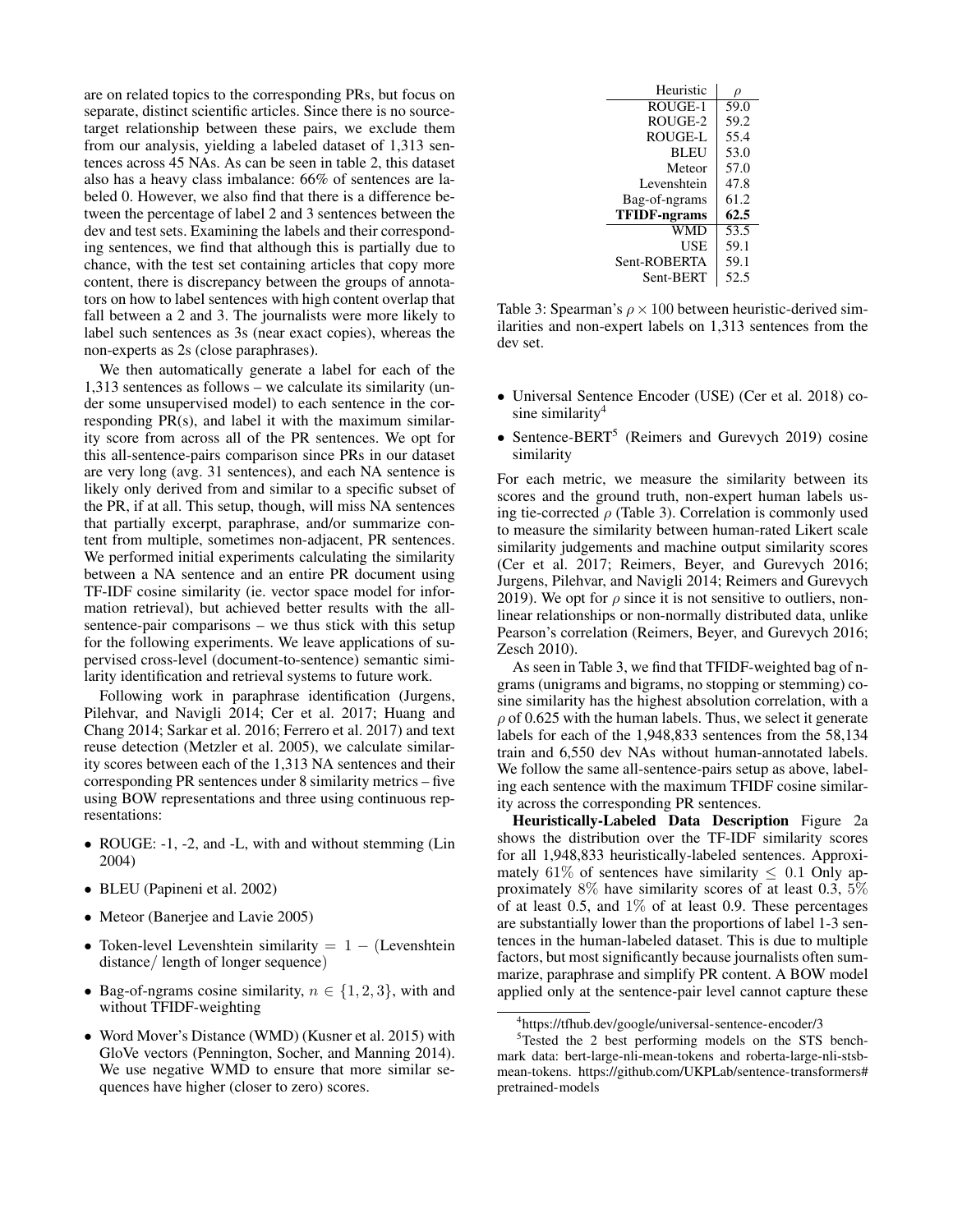are on related topics to the corresponding PRs, but focus on separate, distinct scientific articles. Since there is no source-target relationship between these pairs, we exclude them from our analysis, yielding a labeled dataset of 1,313 sentences across 45 NAs. As can be seen in table 2, this dataset also has a heavy class imbalance: 66% of sentences are labeled 0. However, we also find that there is a difference between the percentage of label 2 and 3 sentences between the dev and test sets. Examining the labels and their corresponding sentences, we find that although this is partially due to chance, with the test set containing articles that copy more content, there is discrepancy between the groups of annotators on how to label sentences with high content overlap that fall between a 2 and 3. The journalists were more likely to label such sentences as 3s (near exact copies), whereas the non-experts as 2s (close paraphrases).

We then automatically generate a label for each of the 1,313 sentences as follows – we calculate its similarity (under some unsupervised model) to each sentence in the corresponding PR(s), and label it with the maximum similarity score from across all of the PR sentences. We opt for this all-sentence-pairs comparison since PRs in our dataset are very long (avg. 31 sentences), and each NA sentence is likely only derived from and similar to a specific subset of the PR, if at all. This setup, though, will miss NA sentences that partially excerpt, paraphrase, and/or summarize content from multiple, sometimes non-adjacent, PR sentences. We performed initial experiments calculating the similarity between a NA sentence and an entire PR document using TF-IDF cosine similarity (ie. vector space model for information retrieval), but achieved better results with the all-sentence-pair comparisons – we thus stick with this setup for the following experiments. We leave applications of supervised cross-level (document-to-sentence) semantic similarity identification and retrieval systems to future work.

Following work in paraphrase identification (Jurgens, Pilehvar, and Navigli 2014; Cer et al. 2017; Huang and Chang 2014; Sarkar et al. 2016; Ferrero et al. 2017) and text reuse detection (Metzler et al. 2005), we calculate similarity scores between each of the 1,313 NA sentences and their corresponding PR sentences under 8 similarity metrics – five using BOW representations and three using continuous representations:

- ROUGE: -1, -2, and -L, with and without stemming (Lin 2004)
- BLEU (Papineni et al. 2002)
- Meteor (Banerjee and Lavie 2005)
- Token-level Levenshtein similarity = 1 − (Levenshtein distance/ length of longer sequence)
- Bag-of-ngrams cosine similarity, $n \in \{1, 2, 3\}$, with and without TFIDF-weighting
- Word Mover's Distance (WMD) (Kusner et al. 2015) with GloVe vectors (Pennington, Socher, and Manning 2014). We use negative WMD to ensure that more similar sequences have higher (closer to zero) scores.
- Universal Sentence Encoder (USE) (Cer et al. 2018) cosine similarity[4]
- Sentence-BERT[5] (Reimers and Gurevych 2019) cosine similarity

| Heuristic | $\rho$ |
|---|---|
| ROUGE-1 | 59.0 |
| ROUGE-2 | 59.2 |
| ROUGE-L | 55.4 |
| BLEU | 53.0 |
| Meteor | 57.0 |
| Levenshtein | 47.8 |
| Bag-of-ngrams | 61.2 |
| **TFIDF-ngrams** | **62.5** |
| WMD | 53.5 |
| USE | 59.1 |
| Sent-ROBERTA | 59.1 |
| Sent-BERT | 52.5 |

Table 3: Spearman's $\rho \times 100$ between heuristic-derived similarities and non-expert labels on 1,313 sentences from the dev set.

For each metric, we measure the similarity between its scores and the ground truth, non-expert human labels using tie-corrected $\rho$ (Table 3). Correlation is commonly used to measure the similarity between human-rated Likert scale similarity judgements and machine output similarity scores (Cer et al. 2017; Reimers, Beyer, and Gurevych 2016; Jurgens, Pilehvar, and Navigli 2014; Reimers and Gurevych 2019). We opt for $\rho$ since it is not sensitive to outliers, non-linear relationships or non-normally distributed data, unlike Pearson's correlation (Reimers, Beyer, and Gurevych 2016; Zesch 2010).

As seen in Table 3, we find that TFIDF-weighted bag of n-grams (unigrams and bigrams, no stopping or stemming) cosine similarity has the highest absolution correlation, with a $\rho$ of 0.625 with the human labels. Thus, we select it generate labels for each of the 1,948,833 sentences from the 58,134 train and 6,550 dev NAs without human-annotated labels. We follow the same all-sentence-pairs setup as above, labeling each sentence with the maximum TFIDF cosine similarity across the corresponding PR sentences.

**Heuristically-Labeled Data Description** Figure 2a shows the distribution over the TF-IDF similarity scores for all 1,948,833 heuristically-labeled sentences. Approximately 61% of sentences have similarity $\leq 0.1$ Only approximately 8% have similarity scores of at least 0.3, 5% of at least 0.5, and 1% of at least 0.9. These percentages are substantially lower than the proportions of label 1-3 sentences in the human-labeled dataset. This is due to multiple factors, but most significantly because journalists often summarize, paraphrase and simplify PR content. A BOW model applied only at the sentence-pair level cannot capture these

[4]https://tfhub.dev/google/universal-sentence-encoder/3

[5]Tested the 2 best performing models on the STS benchmark data: bert-large-nli-mean-tokens and roberta-large-nli-stsb-mean-tokens. https://github.com/UKPLab/sentence-transformers#pretrained-models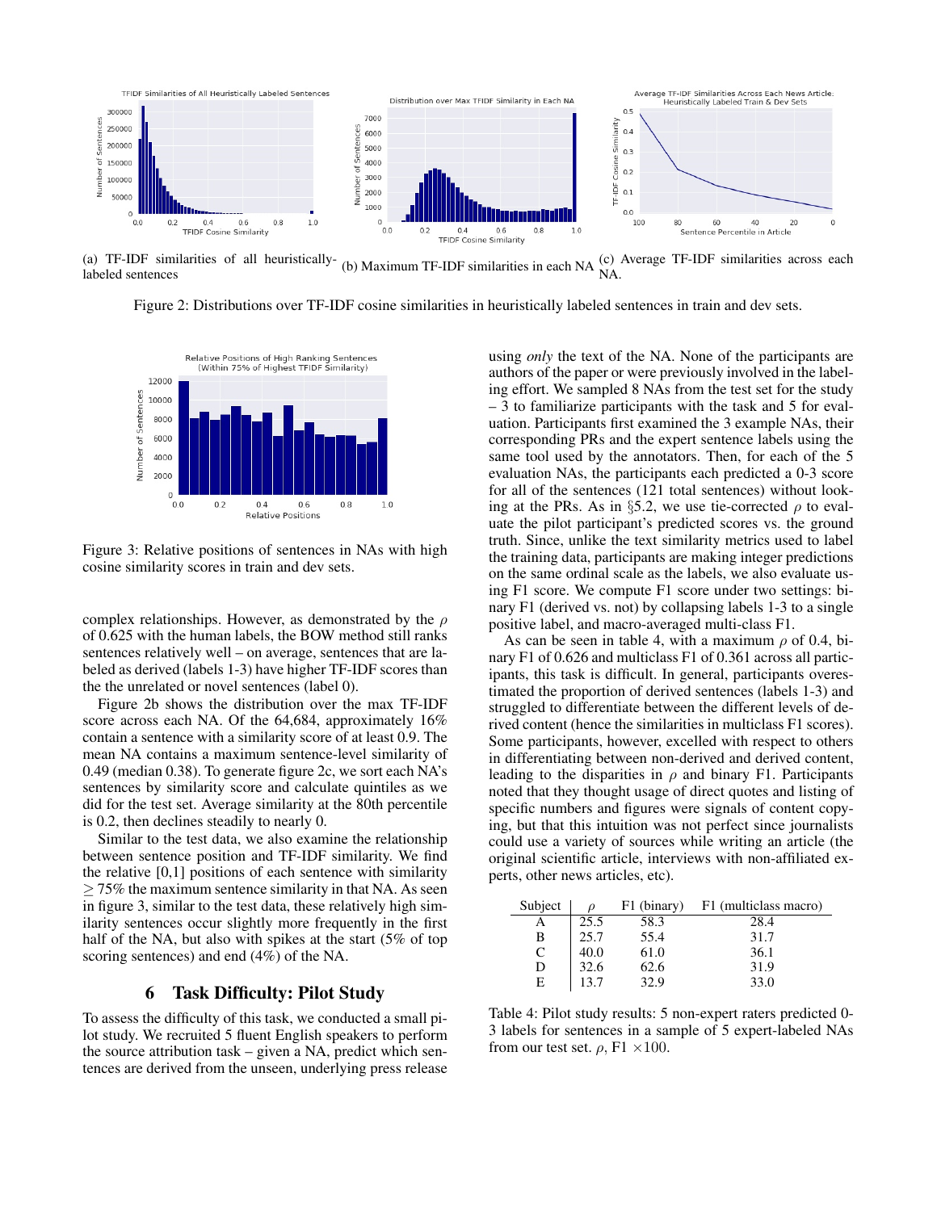(a) TF-IDF similarities of all heuristically-labeled sentences

(b) Maximum TF-IDF similarities in each NA

(c) Average TF-IDF similarities across each NA.

Figure 2: Distributions over TF-IDF cosine similarities in heuristically labeled sentences in train and dev sets.

Figure 3: Relative positions of sentences in NAs with high cosine similarity scores in train and dev sets.

complex relationships. However, as demonstrated by the $\rho$ of 0.625 with the human labels, the BOW method still ranks sentences relatively well – on average, sentences that are labeled as derived (labels 1-3) have higher TF-IDF scores than the the unrelated or novel sentences (label 0).

Figure 2b shows the distribution over the max TF-IDF score across each NA. Of the 64,684, approximately 16% contain a sentence with a similarity score of at least 0.9. The mean NA contains a maximum sentence-level similarity of 0.49 (median 0.38). To generate figure 2c, we sort each NA's sentences by similarity score and calculate quintiles as we did for the test set. Average similarity at the 80th percentile is 0.2, then declines steadily to nearly 0.

Similar to the test data, we also examine the relationship between sentence position and TF-IDF similarity. We find the relative [0,1] positions of each sentence with similarity $\geq$ 75% the maximum sentence similarity in that NA. As seen in figure 3, similar to the test data, these relatively high similarity sentences occur slightly more frequently in the first half of the NA, but also with spikes at the start (5% of top scoring sentences) and end (4%) of the NA.

## 6 Task Difficulty: Pilot Study

To assess the difficulty of this task, we conducted a small pilot study. We recruited 5 fluent English speakers to perform the source attribution task – given a NA, predict which sentences are derived from the unseen, underlying press release using *only* the text of the NA. None of the participants are authors of the paper or were previously involved in the labeling effort. We sampled 8 NAs from the test set for the study – 3 to familiarize participants with the task and 5 for evaluation. Participants first examined the 3 example NAs, their corresponding PRs and the expert sentence labels using the same tool used by the annotators. Then, for each of the 5 evaluation NAs, the participants each predicted a 0-3 score for all of the sentences (121 total sentences) without looking at the PRs. As in §5.2, we use tie-corrected $\rho$ to evaluate the pilot participant's predicted scores vs. the ground truth. Since, unlike the text similarity metrics used to label the training data, participants are making integer predictions on the same ordinal scale as the labels, we also evaluate using F1 score. We compute F1 score under two settings: binary F1 (derived vs. not) by collapsing labels 1-3 to a single positive label, and macro-averaged multi-class F1.

As can be seen in table 4, with a maximum $\rho$ of 0.4, binary F1 of 0.626 and multiclass F1 of 0.361 across all participants, this task is difficult. In general, participants overestimated the proportion of derived sentences (labels 1-3) and struggled to differentiate between the different levels of derived content (hence the similarities in multiclass F1 scores). Some participants, however, excelled with respect to others in differentiating between non-derived and derived content, leading to the disparities in $\rho$ and binary F1. Participants noted that they thought usage of direct quotes and listing of specific numbers and figures were signals of content copying, but that this intuition was not perfect since journalists could use a variety of sources while writing an article (the original scientific article, interviews with non-affiliated experts, other news articles, etc).

| Subject | $\rho$ | F1 (binary) | F1 (multiclass macro) |
|---|---|---|---|
| A | 25.5 | 58.3 | 28.4 |
| B | 25.7 | 55.4 | 31.7 |
| C | 40.0 | 61.0 | 36.1 |
| D | 32.6 | 62.6 | 31.9 |
| E | 13.7 | 32.9 | 33.0 |

Table 4: Pilot study results: 5 non-expert raters predicted 0-3 labels for sentences in a sample of 5 expert-labeled NAs from our test set. $\rho$, F1 $\times 100$.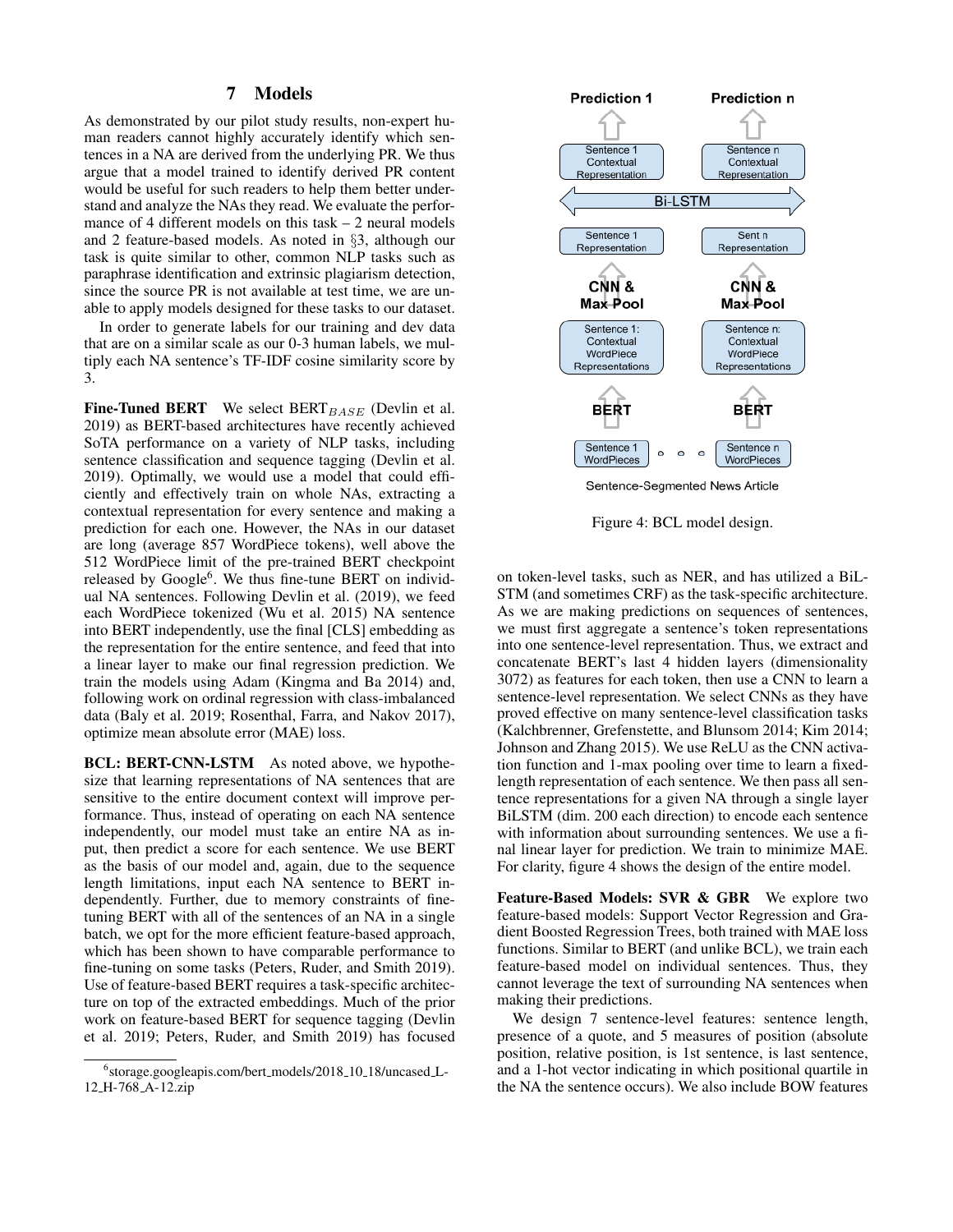## 7 Models

As demonstrated by our pilot study results, non-expert human readers cannot highly accurately identify which sentences in a NA are derived from the underlying PR. We thus argue that a model trained to identify derived PR content would be useful for such readers to help them better understand and analyze the NAs they read. We evaluate the performance of 4 different models on this task – 2 neural models and 2 feature-based models. As noted in §3, although our task is quite similar to other, common NLP tasks such as paraphrase identification and extrinsic plagiarism detection, since the source PR is not available at test time, we are unable to apply models designed for these tasks to our dataset.

In order to generate labels for our training and dev data that are on a similar scale as our 0-3 human labels, we multiply each NA sentence's TF-IDF cosine similarity score by 3.

**Fine-Tuned BERT** We select BERT$_{BASE}$ (Devlin et al. 2019) as BERT-based architectures have recently achieved SoTA performance on a variety of NLP tasks, including sentence classification and sequence tagging (Devlin et al. 2019). Optimally, we would use a model that could efficiently and effectively train on whole NAs, extracting a contextual representation for every sentence and making a prediction for each one. However, the NAs in our dataset are long (average 857 WordPiece tokens), well above the 512 WordPiece limit of the pre-trained BERT checkpoint released by Google[6]. We thus fine-tune BERT on individual NA sentences. Following Devlin et al. (2019), we feed each WordPiece tokenized (Wu et al. 2015) NA sentence into BERT independently, use the final [CLS] embedding as the representation for the entire sentence, and feed that into a linear layer to make our final regression prediction. We train the models using Adam (Kingma and Ba 2014) and, following work on ordinal regression with class-imbalanced data (Baly et al. 2019; Rosenthal, Farra, and Nakov 2017), optimize mean absolute error (MAE) loss.

**BCL: BERT-CNN-LSTM** As noted above, we hypothesize that learning representations of NA sentences that are sensitive to the entire document context will improve performance. Thus, instead of operating on each NA sentence independently, our model must take an entire NA as input, then predict a score for each sentence. We use BERT as the basis of our model and, again, due to the sequence length limitations, input each NA sentence to BERT independently. Further, due to memory constraints of fine-tuning BERT with all of the sentences of an NA in a single batch, we opt for the more efficient feature-based approach, which has been shown to have comparable performance to fine-tuning on some tasks (Peters, Ruder, and Smith 2019). Use of feature-based BERT requires a task-specific architecture on top of the extracted embeddings. Much of the prior work on feature-based BERT for sequence tagging (Devlin et al. 2019; Peters, Ruder, and Smith 2019) has focused on token-level tasks, such as NER, and has utilized a BiLSTM (and sometimes CRF) as the task-specific architecture. As we are making predictions on sequences of sentences, we must first aggregate a sentence's token representations into one sentence-level representation. Thus, we extract and concatenate BERT's last 4 hidden layers (dimensionality 3072) as features for each token, then use a CNN to learn a sentence-level representation. We select CNNs as they have proved effective on many sentence-level classification tasks (Kalchbrenner, Grefenstette, and Blunsom 2014; Kim 2014; Johnson and Zhang 2015). We use ReLU as the CNN activation function and 1-max pooling over time to learn a fixed-length representation of each sentence. We then pass all sentence representations for a given NA through a single layer BiLSTM (dim. 200 each direction) to encode each sentence with information about surrounding sentences. We use a final linear layer for prediction. We train to minimize MAE. For clarity, figure 4 shows the design of the entire model.

Figure 4: BCL model design.

**Feature-Based Models: SVR & GBR** We explore two feature-based models: Support Vector Regression and Gradient Boosted Regression Trees, both trained with MAE loss functions. Similar to BERT (and unlike BCL), we train each feature-based model on individual sentences. Thus, they cannot leverage the text of surrounding NA sentences when making their predictions.

We design 7 sentence-level features: sentence length, presence of a quote, and 5 measures of position (absolute position, relative position, is 1st sentence, is last sentence, and a 1-hot vector indicating in which positional quartile in the NA the sentence occurs). We also include BOW features

[6] storage.googleapis.com/bert_models/2018_10_18/uncased_L-12_H-768_A-12.zip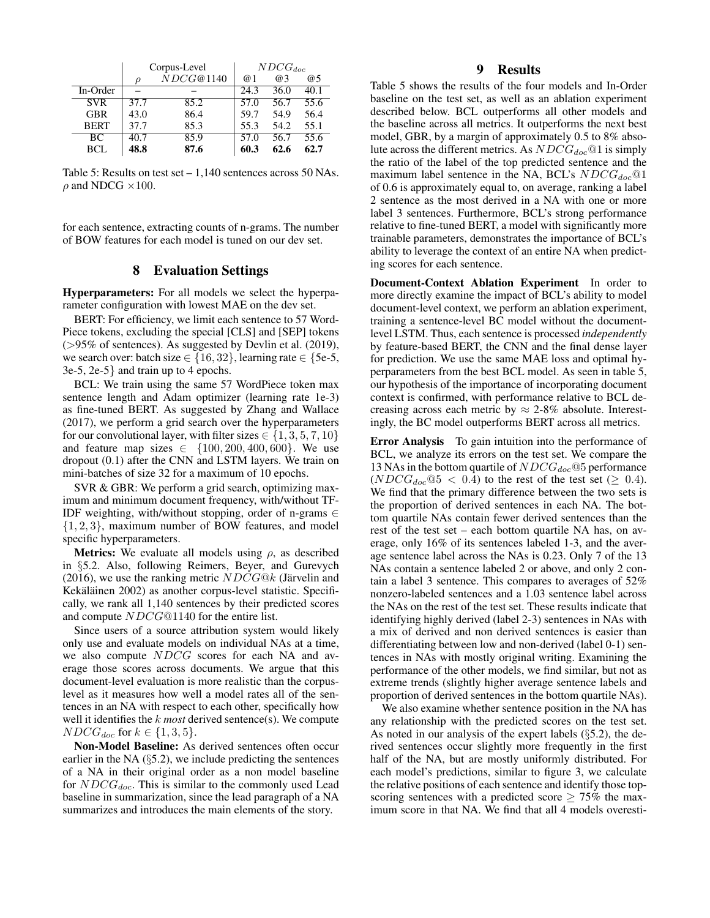| | Corpus-Level | | $NDCG_{doc}$ | | |
|---|---|---|---|---|---|
| | $\rho$ | $NDCG@1140$ | @1 | @3 | @5 |
| In-Order | – | – | 24.3 | 36.0 | 40.1 |
| SVR | 37.7 | 85.2 | 57.0 | 56.7 | 55.6 |
| GBR | 43.0 | 86.4 | 59.7 | 54.9 | 56.4 |
| BERT | 37.7 | 85.3 | 55.3 | 54.2 | 55.1 |
| BC | 40.7 | 85.9 | 57.0 | 56.7 | 55.6 |
| BCL | **48.8** | **87.6** | **60.3** | **62.6** | **62.7** |

Table 5: Results on test set – 1,140 sentences across 50 NAs. $\rho$ and NDCG $\times 100$.

for each sentence, extracting counts of n-grams. The number of BOW features for each model is tuned on our dev set.

## 8 Evaluation Settings

**Hyperparameters:** For all models we select the hyperparameter configuration with lowest MAE on the dev set.

BERT: For efficiency, we limit each sentence to 57 WordPiece tokens, excluding the special [CLS] and [SEP] tokens (>95% of sentences). As suggested by Devlin et al. (2019), we search over: batch size $\in \{16, 32\}$, learning rate $\in$ {5e-5, 3e-5, 2e-5} and train up to 4 epochs.

BCL: We train using the same 57 WordPiece token max sentence length and Adam optimizer (learning rate 1e-3) as fine-tuned BERT. As suggested by Zhang and Wallace (2017), we perform a grid search over the hyperparameters for our convolutional layer, with filter sizes $\in \{1, 3, 5, 7, 10\}$ and feature map sizes $\in \{100, 200, 400, 600\}$. We use dropout (0.1) after the CNN and LSTM layers. We train on mini-batches of size 32 for a maximum of 10 epochs.

SVR & GBR: We perform a grid search, optimizing maximum and minimum document frequency, with/without TF-IDF weighting, with/without stopping, order of n-grams $\in \{1, 2, 3\}$, maximum number of BOW features, and model specific hyperparameters.

**Metrics:** We evaluate all models using $\rho$, as described in §5.2. Also, following Reimers, Beyer, and Gurevych (2016), we use the ranking metric $NDCG@k$ (Järvelin and Kekäläinen 2002) as another corpus-level statistic. Specifically, we rank all 1,140 sentences by their predicted scores and compute $NDCG@1140$ for the entire list.

Since users of a source attribution system would likely only use and evaluate models on individual NAs at a time, we also compute $NDCG$ scores for each NA and average those scores across documents. We argue that this document-level evaluation is more realistic than the corpus-level as it measures how well a model rates all of the sentences in an NA with respect to each other, specifically how well it identifies the $k$ *most* derived sentence(s). We compute $NDCG_{doc}$ for $k \in \{1, 3, 5\}$.

**Non-Model Baseline:** As derived sentences often occur earlier in the NA (§5.2), we include predicting the sentences of a NA in their original order as a non model baseline for $NDCG_{doc}$. This is similar to the commonly used Lead baseline in summarization, since the lead paragraph of a NA summarizes and introduces the main elements of the story.

## 9 Results

Table 5 shows the results of the four models and In-Order baseline on the test set, as well as an ablation experiment described below. BCL outperforms all other models and the baseline across all metrics. It outperforms the next best model, GBR, by a margin of approximately 0.5 to 8% absolute across the different metrics. As $NDCG_{doc}@1$ is simply the ratio of the label of the top predicted sentence and the maximum label sentence in the NA, BCL's $NDCG_{doc}@1$ of 0.6 is approximately equal to, on average, ranking a label 2 sentence as the most derived in a NA with one or more label 3 sentences. Furthermore, BCL's strong performance relative to fine-tuned BERT, a model with significantly more trainable parameters, demonstrates the importance of BCL's ability to leverage the context of an entire NA when predicting scores for each sentence.

**Document-Context Ablation Experiment** In order to more directly examine the impact of BCL's ability to model document-level context, we perform an ablation experiment, training a sentence-level BC model without the document-level LSTM. Thus, each sentence is processed *independently* by feature-based BERT, the CNN and the final dense layer for prediction. We use the same MAE loss and optimal hyperparameters from the best BCL model. As seen in table 5, our hypothesis of the importance of incorporating document context is confirmed, with performance relative to BCL decreasing across each metric by $\approx$ 2-8% absolute. Interestingly, the BC model outperforms BERT across all metrics.

**Error Analysis** To gain intuition into the performance of BCL, we analyze its errors on the test set. We compare the 13 NAs in the bottom quartile of $NDCG_{doc}@5$ performance ($NDCG_{doc}@5 < 0.4$) to the rest of the test set ($\geq 0.4$). We find that the primary difference between the two sets is the proportion of derived sentences in each NA. The bottom quartile NAs contain fewer derived sentences than the rest of the test set – each bottom quartile NA has, on average, only 16% of its sentences labeled 1-3, and the average sentence label across the NAs is 0.23. Only 7 of the 13 NAs contain a sentence labeled 2 or above, and only 2 contain a label 3 sentence. This compares to averages of 52% nonzero-labeled sentences and a 1.03 sentence label across the NAs on the rest of the test set. These results indicate that identifying highly derived (label 2-3) sentences in NAs with a mix of derived and non derived sentences is easier than differentiating between low and non-derived (label 0-1) sentences in NAs with mostly original writing. Examining the performance of the other models, we find similar, but not as extreme trends (slightly higher average sentence labels and proportion of derived sentences in the bottom quartile NAs).

We also examine whether sentence position in the NA has any relationship with the predicted scores on the test set. As noted in our analysis of the expert labels (§5.2), the derived sentences occur slightly more frequently in the first half of the NA, but are mostly uniformly distributed. For each model's predictions, similar to figure 3, we calculate the relative positions of each sentence and identify those top-scoring sentences with a predicted score $\geq$ 75% the maximum score in that NA. We find that all 4 models overesti-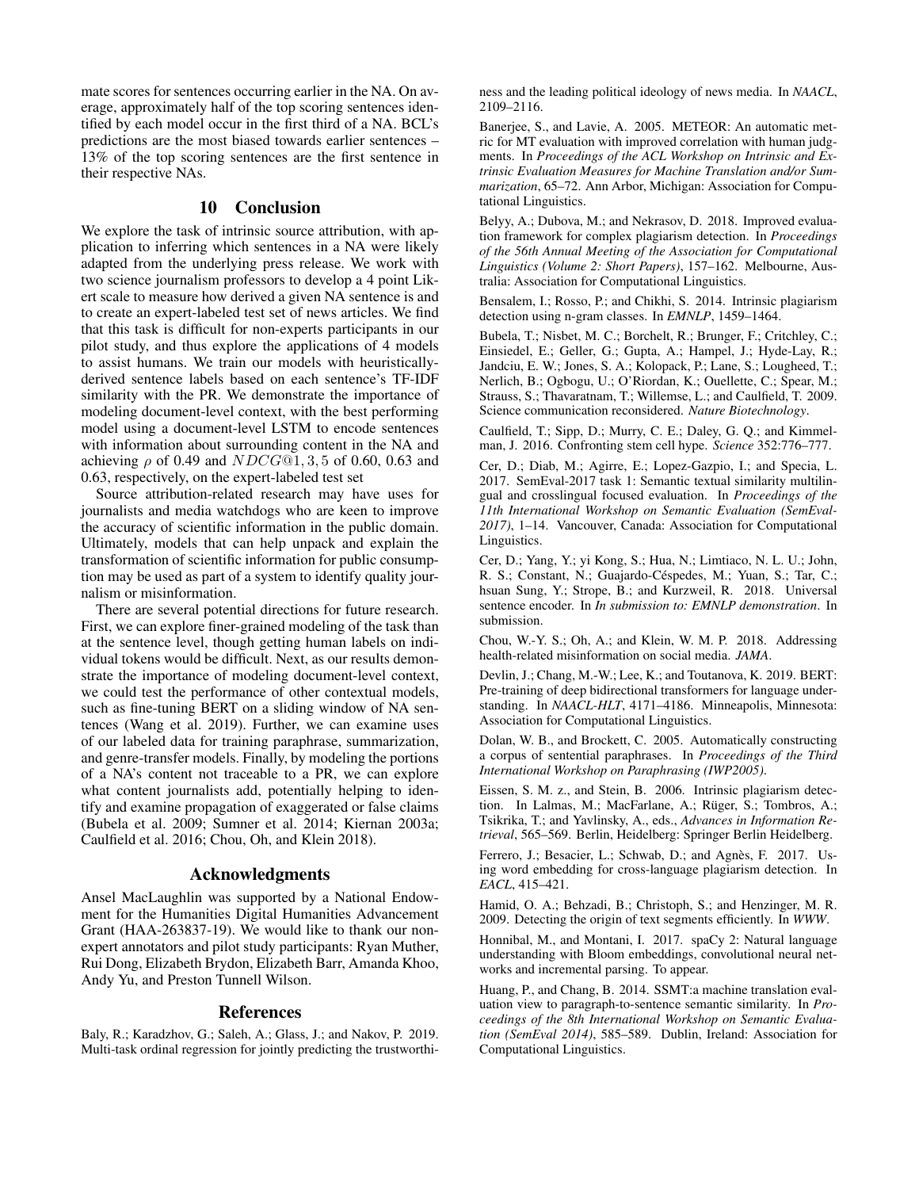mate scores for sentences occurring earlier in the NA. On average, approximately half of the top scoring sentences identified by each model occur in the first third of a NA. BCL's predictions are the most biased towards earlier sentences – 13% of the top scoring sentences are the first sentence in their respective NAs.

## 10 Conclusion

We explore the task of intrinsic source attribution, with application to inferring which sentences in a NA were likely adapted from the underlying press release. We work with two science journalism professors to develop a 4 point Likert scale to measure how derived a given NA sentence is and to create an expert-labeled test set of news articles. We find that this task is difficult for non-experts participants in our pilot study, and thus explore the applications of 4 models to assist humans. We train our models with heuristically-derived sentence labels based on each sentence's TF-IDF similarity with the PR. We demonstrate the importance of modeling document-level context, with the best performing model using a document-level LSTM to encode sentences with information about surrounding content in the NA and achieving $\rho$ of 0.49 and $NDCG@1, 3, 5$ of 0.60, 0.63 and 0.63, respectively, on the expert-labeled test set

Source attribution-related research may have uses for journalists and media watchdogs who are keen to improve the accuracy of scientific information in the public domain. Ultimately, models that can help unpack and explain the transformation of scientific information for public consumption may be used as part of a system to identify quality journalism or misinformation.

There are several potential directions for future research. First, we can explore finer-grained modeling of the task than at the sentence level, though getting human labels on individual tokens would be difficult. Next, as our results demonstrate the importance of modeling document-level context, we could test the performance of other contextual models, such as fine-tuning BERT on a sliding window of NA sentences (Wang et al. 2019). Further, we can examine uses of our labeled data for training paraphrase, summarization, and genre-transfer models. Finally, by modeling the portions of a NA's content not traceable to a PR, we can explore what content journalists add, potentially helping to identify and examine propagation of exaggerated or false claims (Bubela et al. 2009; Sumner et al. 2014; Kiernan 2003a; Caulfield et al. 2016; Chou, Oh, and Klein 2018).

## Acknowledgments

Ansel MacLaughlin was supported by a National Endowment for the Humanities Digital Humanities Advancement Grant (HAA-263837-19). We would like to thank our non-expert annotators and pilot study participants: Ryan Muther, Rui Dong, Elizabeth Brydon, Elizabeth Barr, Amanda Khoo, Andy Yu, and Preston Tunnell Wilson.

## References

Baly, R.; Karadzhov, G.; Saleh, A.; Glass, J.; and Nakov, P. 2019. Multi-task ordinal regression for jointly predicting the trustworthiness and the leading political ideology of news media. In *NAACL*, 2109–2116.

Banerjee, S., and Lavie, A. 2005. METEOR: An automatic metric for MT evaluation with improved correlation with human judgments. In *Proceedings of the ACL Workshop on Intrinsic and Extrinsic Evaluation Measures for Machine Translation and/or Summarization*, 65–72. Ann Arbor, Michigan: Association for Computational Linguistics.

Belyy, A.; Dubova, M.; and Nekrasov, D. 2018. Improved evaluation framework for complex plagiarism detection. In *Proceedings of the 56th Annual Meeting of the Association for Computational Linguistics (Volume 2: Short Papers)*, 157–162. Melbourne, Australia: Association for Computational Linguistics.

Bensalem, I.; Rosso, P.; and Chikhi, S. 2014. Intrinsic plagiarism detection using n-gram classes. In *EMNLP*, 1459–1464.

Bubela, T.; Nisbet, M. C.; Borchelt, R.; Brunger, F.; Critchley, C.; Einsiedel, E.; Geller, G.; Gupta, A.; Hampel, J.; Hyde-Lay, R.; Jandciu, E. W.; Jones, S. A.; Kolopack, P.; Lane, S.; Lougheed, T.; Nerlich, B.; Ogbogu, U.; O'Riordan, K.; Ouellette, C.; Spear, M.; Strauss, S.; Thavaratnam, T.; Willemse, L.; and Caulfield, T. 2009. Science communication reconsidered. *Nature Biotechnology*.

Caulfield, T.; Sipp, D.; Murry, C. E.; Daley, G. Q.; and Kimmelman, J. 2016. Confronting stem cell hype. *Science* 352:776–777.

Cer, D.; Diab, M.; Agirre, E.; Lopez-Gazpio, I.; and Specia, L. 2017. SemEval-2017 task 1: Semantic textual similarity multilingual and crosslingual focused evaluation. In *Proceedings of the 11th International Workshop on Semantic Evaluation (SemEval-2017)*, 1–14. Vancouver, Canada: Association for Computational Linguistics.

Cer, D.; Yang, Y.; yi Kong, S.; Hua, N.; Limtiaco, N. L. U.; John, R. S.; Constant, N.; Guajardo-Céspedes, M.; Yuan, S.; Tar, C.; hsuan Sung, Y.; Strope, B.; and Kurzweil, R. 2018. Universal sentence encoder. In *In submission to: EMNLP demonstration*. In submission.

Chou, W.-Y. S.; Oh, A.; and Klein, W. M. P. 2018. Addressing health-related misinformation on social media. *JAMA*.

Devlin, J.; Chang, M.-W.; Lee, K.; and Toutanova, K. 2019. BERT: Pre-training of deep bidirectional transformers for language understanding. In *NAACL-HLT*, 4171–4186. Minneapolis, Minnesota: Association for Computational Linguistics.

Dolan, W. B., and Brockett, C. 2005. Automatically constructing a corpus of sentential paraphrases. In *Proceedings of the Third International Workshop on Paraphrasing (IWP2005)*.

Eissen, S. M. z., and Stein, B. 2006. Intrinsic plagiarism detection. In Lalmas, M.; MacFarlane, A.; Rüger, S.; Tombros, A.; Tsikrika, T.; and Yavlinsky, A., eds., *Advances in Information Retrieval*, 565–569. Berlin, Heidelberg: Springer Berlin Heidelberg.

Ferrero, J.; Besacier, L.; Schwab, D.; and Agnès, F. 2017. Using word embedding for cross-language plagiarism detection. In *EACL*, 415–421.

Hamid, O. A.; Behzadi, B.; Christoph, S.; and Henzinger, M. R. 2009. Detecting the origin of text segments efficiently. In *WWW*.

Honnibal, M., and Montani, I. 2017. spaCy 2: Natural language understanding with Bloom embeddings, convolutional neural networks and incremental parsing. To appear.

Huang, P., and Chang, B. 2014. SSMT:a machine translation evaluation view to paragraph-to-sentence semantic similarity. In *Proceedings of the 8th International Workshop on Semantic Evaluation (SemEval 2014)*, 585–589. Dublin, Ireland: Association for Computational Linguistics.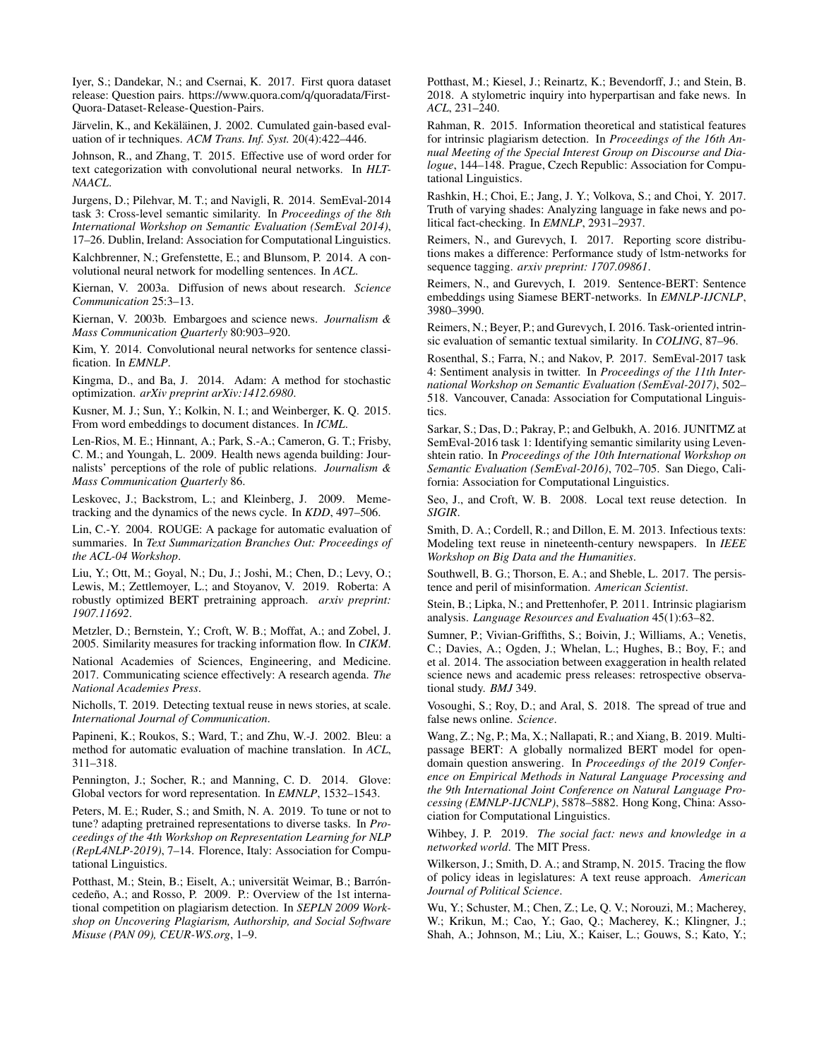Iyer, S.; Dandekar, N.; and Csernai, K. 2017. First quora dataset release: Question pairs. https://www.quora.com/q/quoradata/First-Quora-Dataset-Release-Question-Pairs.

Järvelin, K., and Kekäläinen, J. 2002. Cumulated gain-based evaluation of ir techniques. *ACM Trans. Inf. Syst.* 20(4):422–446.

Johnson, R., and Zhang, T. 2015. Effective use of word order for text categorization with convolutional neural networks. In *HLT-NAACL*.

Jurgens, D.; Pilehvar, M. T.; and Navigli, R. 2014. SemEval-2014 task 3: Cross-level semantic similarity. In *Proceedings of the 8th International Workshop on Semantic Evaluation (SemEval 2014)*, 17–26. Dublin, Ireland: Association for Computational Linguistics.

Kalchbrenner, N.; Grefenstette, E.; and Blunsom, P. 2014. A convolutional neural network for modelling sentences. In *ACL*.

Kiernan, V. 2003a. Diffusion of news about research. *Science Communication* 25:3–13.

Kiernan, V. 2003b. Embargoes and science news. *Journalism & Mass Communication Quarterly* 80:903–920.

Kim, Y. 2014. Convolutional neural networks for sentence classification. In *EMNLP*.

Kingma, D., and Ba, J. 2014. Adam: A method for stochastic optimization. *arXiv preprint arXiv:1412.6980*.

Kusner, M. J.; Sun, Y.; Kolkin, N. I.; and Weinberger, K. Q. 2015. From word embeddings to document distances. In *ICML*.

Len-Rios, M. E.; Hinnant, A.; Park, S.-A.; Cameron, G. T.; Frisby, C. M.; and Youngah, L. 2009. Health news agenda building: Journalists' perceptions of the role of public relations. *Journalism & Mass Communication Quarterly* 86.

Leskovec, J.; Backstrom, L.; and Kleinberg, J. 2009. Meme-tracking and the dynamics of the news cycle. In *KDD*, 497–506.

Lin, C.-Y. 2004. ROUGE: A package for automatic evaluation of summaries. In *Text Summarization Branches Out: Proceedings of the ACL-04 Workshop*.

Liu, Y.; Ott, M.; Goyal, N.; Du, J.; Joshi, M.; Chen, D.; Levy, O.; Lewis, M.; Zettlemoyer, L.; and Stoyanov, V. 2019. Roberta: A robustly optimized BERT pretraining approach. *arxiv preprint: 1907.11692*.

Metzler, D.; Bernstein, Y.; Croft, W. B.; Moffat, A.; and Zobel, J. 2005. Similarity measures for tracking information flow. In *CIKM*.

National Academies of Sciences, Engineering, and Medicine. 2017. Communicating science effectively: A research agenda. *The National Academies Press*.

Nicholls, T. 2019. Detecting textual reuse in news stories, at scale. *International Journal of Communication*.

Papineni, K.; Roukos, S.; Ward, T.; and Zhu, W.-J. 2002. Bleu: a method for automatic evaluation of machine translation. In *ACL*, 311–318.

Pennington, J.; Socher, R.; and Manning, C. D. 2014. Glove: Global vectors for word representation. In *EMNLP*, 1532–1543.

Peters, M. E.; Ruder, S.; and Smith, N. A. 2019. To tune or not to tune? adapting pretrained representations to diverse tasks. In *Proceedings of the 4th Workshop on Representation Learning for NLP (RepL4NLP-2019)*, 7–14. Florence, Italy: Association for Computational Linguistics.

Potthast, M.; Stein, B.; Eiselt, A.; universität Weimar, B.; Barróncedeño, A.; and Rosso, P. 2009. P.: Overview of the 1st international competition on plagiarism detection. In *SEPLN 2009 Workshop on Uncovering Plagiarism, Authorship, and Social Software Misuse (PAN 09), CEUR-WS.org*, 1–9.

Potthast, M.; Kiesel, J.; Reinartz, K.; Bevendorff, J.; and Stein, B. 2018. A stylometric inquiry into hyperpartisan and fake news. In *ACL*, 231–240.

Rahman, R. 2015. Information theoretical and statistical features for intrinsic plagiarism detection. In *Proceedings of the 16th Annual Meeting of the Special Interest Group on Discourse and Dialogue*, 144–148. Prague, Czech Republic: Association for Computational Linguistics.

Rashkin, H.; Choi, E.; Jang, J. Y.; Volkova, S.; and Choi, Y. 2017. Truth of varying shades: Analyzing language in fake news and political fact-checking. In *EMNLP*, 2931–2937.

Reimers, N., and Gurevych, I. 2017. Reporting score distributions makes a difference: Performance study of lstm-networks for sequence tagging. *arxiv preprint: 1707.09861*.

Reimers, N., and Gurevych, I. 2019. Sentence-BERT: Sentence embeddings using Siamese BERT-networks. In *EMNLP-IJCNLP*, 3980–3990.

Reimers, N.; Beyer, P.; and Gurevych, I. 2016. Task-oriented intrinsic evaluation of semantic textual similarity. In *COLING*, 87–96.

Rosenthal, S.; Farra, N.; and Nakov, P. 2017. SemEval-2017 task 4: Sentiment analysis in twitter. In *Proceedings of the 11th International Workshop on Semantic Evaluation (SemEval-2017)*, 502–518. Vancouver, Canada: Association for Computational Linguistics.

Sarkar, S.; Das, D.; Pakray, P.; and Gelbukh, A. 2016. JUNITMZ at SemEval-2016 task 1: Identifying semantic similarity using Levenshtein ratio. In *Proceedings of the 10th International Workshop on Semantic Evaluation (SemEval-2016)*, 702–705. San Diego, California: Association for Computational Linguistics.

Seo, J., and Croft, W. B. 2008. Local text reuse detection. In *SIGIR*.

Smith, D. A.; Cordell, R.; and Dillon, E. M. 2013. Infectious texts: Modeling text reuse in nineteenth-century newspapers. In *IEEE Workshop on Big Data and the Humanities*.

Southwell, B. G.; Thorson, E. A.; and Sheble, L. 2017. The persistence and peril of misinformation. *American Scientist*.

Stein, B.; Lipka, N.; and Prettenhofer, P. 2011. Intrinsic plagiarism analysis. *Language Resources and Evaluation* 45(1):63–82.

Sumner, P.; Vivian-Griffiths, S.; Boivin, J.; Williams, A.; Venetis, C.; Davies, A.; Ogden, J.; Whelan, L.; Hughes, B.; Boy, F.; and et al. 2014. The association between exaggeration in health related science news and academic press releases: retrospective observational study. *BMJ* 349.

Vosoughi, S.; Roy, D.; and Aral, S. 2018. The spread of true and false news online. *Science*.

Wang, Z.; Ng, P.; Ma, X.; Nallapati, R.; and Xiang, B. 2019. Multi-passage BERT: A globally normalized BERT model for open-domain question answering. In *Proceedings of the 2019 Conference on Empirical Methods in Natural Language Processing and the 9th International Joint Conference on Natural Language Processing (EMNLP-IJCNLP)*, 5878–5882. Hong Kong, China: Association for Computational Linguistics.

Wihbey, J. P. 2019. *The social fact: news and knowledge in a networked world*. The MIT Press.

Wilkerson, J.; Smith, D. A.; and Stramp, N. 2015. Tracing the flow of policy ideas in legislatures: A text reuse approach. *American Journal of Political Science*.

Wu, Y.; Schuster, M.; Chen, Z.; Le, Q. V.; Norouzi, M.; Macherey, W.; Krikun, M.; Cao, Y.; Gao, Q.; Macherey, K.; Klingner, J.; Shah, A.; Johnson, M.; Liu, X.; Kaiser, L.; Gouws, S.; Kato, Y.;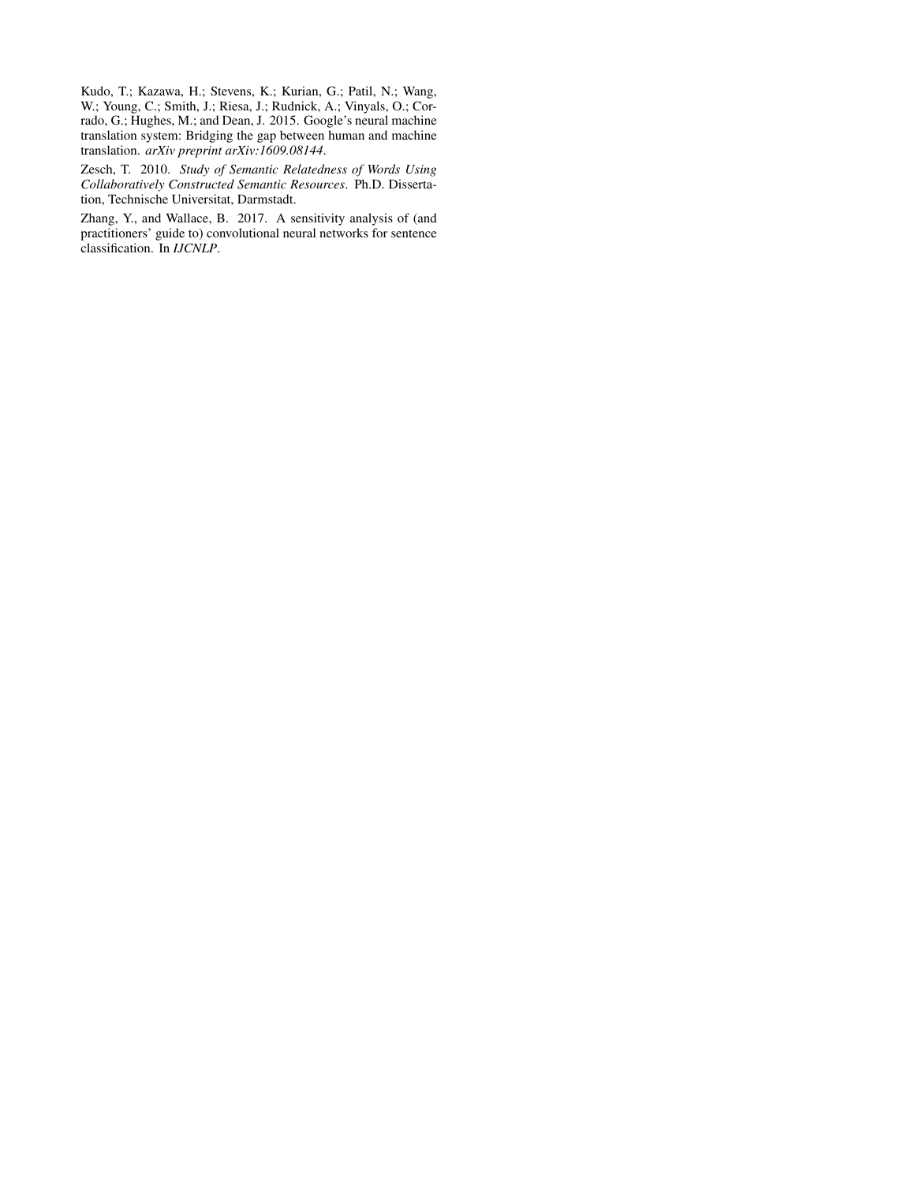Kudo, T.; Kazawa, H.; Stevens, K.; Kurian, G.; Patil, N.; Wang, W.; Young, C.; Smith, J.; Riesa, J.; Rudnick, A.; Vinyals, O.; Corrado, G.; Hughes, M.; and Dean, J. 2015. Google's neural machine translation system: Bridging the gap between human and machine translation. *arXiv preprint arXiv:1609.08144*.

Zesch, T. 2010. *Study of Semantic Relatedness of Words Using Collaboratively Constructed Semantic Resources*. Ph.D. Dissertation, Technische Universitat, Darmstadt.

Zhang, Y., and Wallace, B. 2017. A sensitivity analysis of (and practitioners' guide to) convolutional neural networks for sentence classification. In *IJCNLP*.